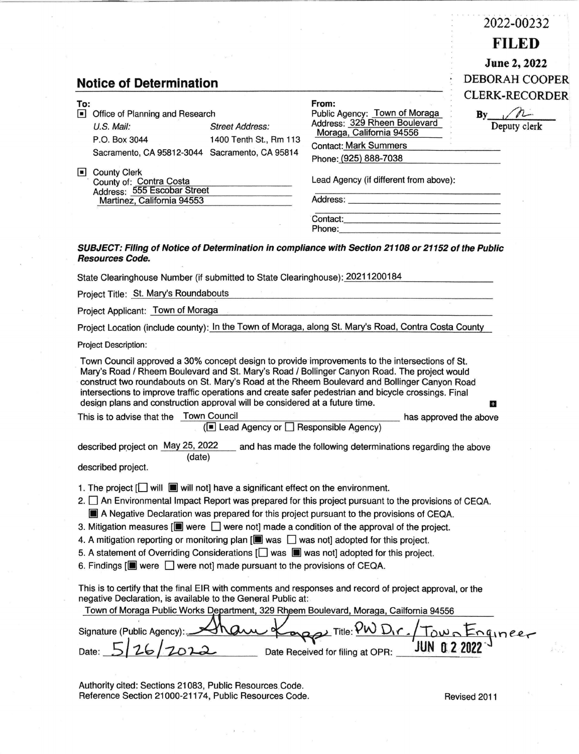2022-00232
**FILED**
**June 2, 2022**
DEBORAH COOPER
CLERK-RECORDER
By /n
Deputy clerk

## Notice of Determination

**To:**

- [■] Office of Planning and Research

| *U.S. Mail:* | *Street Address:* |
|---|---|
| P.O. Box 3044 | 1400 Tenth St., Rm 113 |
| Sacramento, CA 95812-3044 | Sacramento, CA 95814 |

- [■] County Clerk
  County of: Contra Costa
  Address: 555 Escobar Street
  Martinez, California 94553

**From:**
Public Agency: Town of Moraga
Address: 329 Rheen Boulevard
Moraga, California 94556
Contact: Mark Summers
Phone: (925) 888-7038

Lead Agency (if different from above):

Address:

Contact:
Phone:

***SUBJECT: Filing of Notice of Determination in compliance with Section 21108 or 21152 of the Public Resources Code.***

State Clearinghouse Number (if submitted to State Clearinghouse): 20211200184

Project Title: St. Mary's Roundabouts

Project Applicant: Town of Moraga

Project Location (include county): In the Town of Moraga, along St. Mary's Road, Contra Costa County

Project Description:

Town Council approved a 30% concept design to provide improvements to the intersections of St. Mary's Road / Rheem Boulevard and St. Mary's Road / Bollinger Canyon Road. The project would construct two roundabouts on St. Mary's Road at the Rheem Boulevard and Bollinger Canyon Road intersections to improve traffic operations and create safer pedestrian and bicycle crossings. Final design plans and construction approval will be considered at a future time.

This is to advise that the Town Council ([■] Lead Agency or [ ] Responsible Agency) has approved the above described project on May 25, 2022 (date) and has made the following determinations regarding the above described project.

1. The project [ ] will [■] will not] have a significant effect on the environment.
2. [ ] An Environmental Impact Report was prepared for this project pursuant to the provisions of CEQA.
   [■] A Negative Declaration was prepared for this project pursuant to the provisions of CEQA.
3. Mitigation measures [[■] were [ ] were not] made a condition of the approval of the project.
4. A mitigation reporting or monitoring plan [[■] was [ ] was not] adopted for this project.
5. A statement of Overriding Considerations [[ ] was [■] was not] adopted for this project.
6. Findings [[■] were [ ] were not] made pursuant to the provisions of CEQA.

This is to certify that the final EIR with comments and responses and record of project approval, or the negative Declaration, is available to the General Public at:
Town of Moraga Public Works Department, 329 Rheem Boulevard, Moraga, Cailfornia 94556

Signature (Public Agency): Shawn Knapp Title: PW Dir./Town Engineer

Date: 5/26/2022 Date Received for filing at OPR: JUN 02 2022

Authority cited: Sections 21083, Public Resources Code.
Reference Section 21000-21174, Public Resources Code.

Revised 2011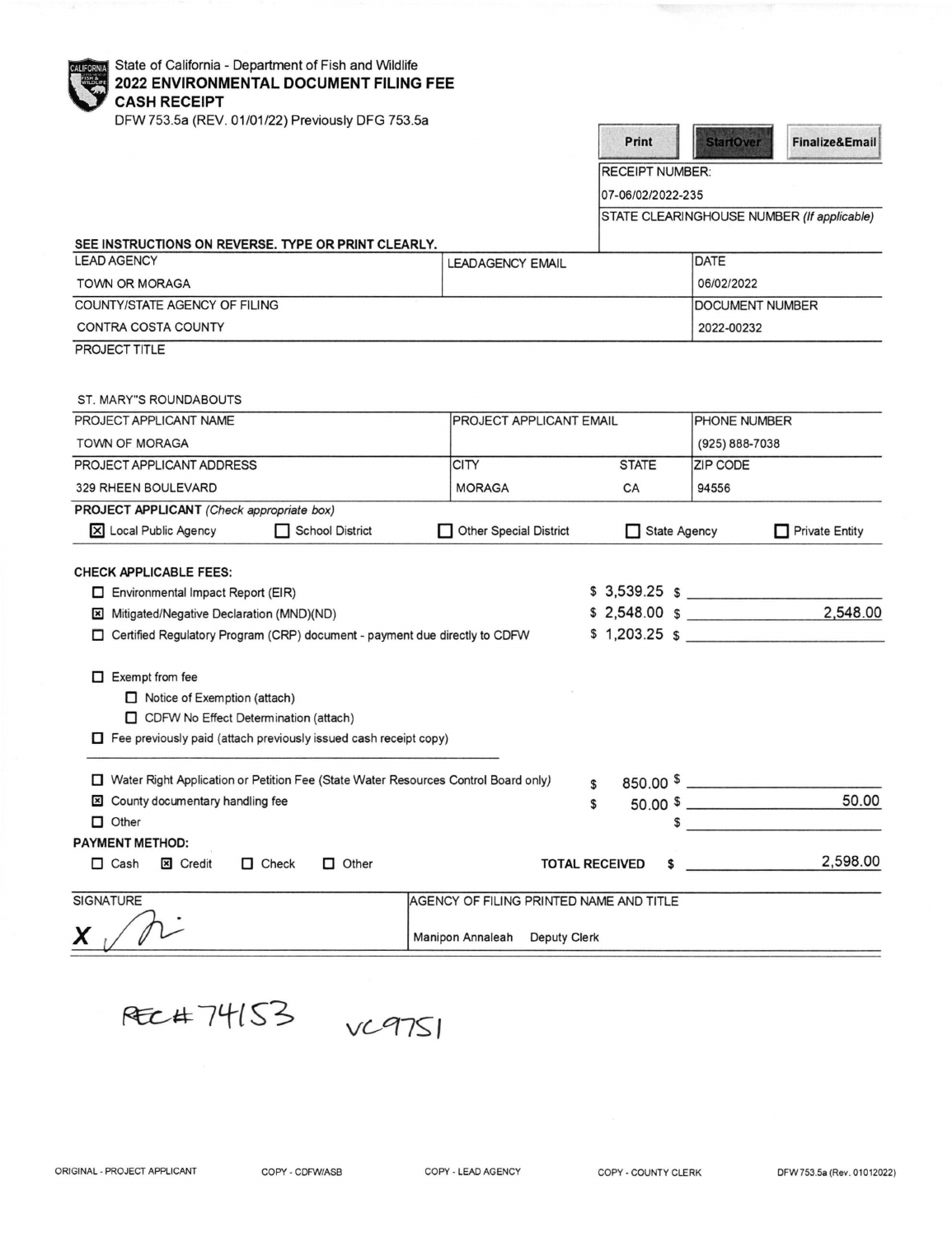State of California - Department of Fish and Wildlife

**2022 ENVIRONMENTAL DOCUMENT FILING FEE**

**CASH RECEIPT**

DFW 753.5a (REV. 01/01/22) Previously DFG 753.5a

Print | StartOver | Finalize&Email

RECEIPT NUMBER: 07-06/02/2022-235

STATE CLEARINGHOUSE NUMBER (If applicable)

**SEE INSTRUCTIONS ON REVERSE. TYPE OR PRINT CLEARLY.**

| LEAD AGENCY | LEADAGENCY EMAIL | DATE |
|---|---|---|
| TOWN OR MORAGA | | 06/02/2022 |
| COUNTY/STATE AGENCY OF FILING | | DOCUMENT NUMBER |
| CONTRA COSTA COUNTY | | 2022-00232 |

PROJECT TITLE

ST. MARY"S ROUNDABOUTS

| PROJECT APPLICANT NAME | PROJECT APPLICANT EMAIL | | PHONE NUMBER |
|---|---|---|---|
| TOWN OF MORAGA | | | (925) 888-7038 |
| PROJECT APPLICANT ADDRESS | CITY | STATE | ZIP CODE |
| 329 RHEEN BOULEVARD | MORAGA | CA | 94556 |

**PROJECT APPLICANT** *(Check appropriate box)*

- [x] Local Public Agency
- [ ] School District
- [ ] Other Special District
- [ ] State Agency
- [ ] Private Entity

**CHECK APPLICABLE FEES:**

| | | |
|---|---|---|
| [ ] Environmental Impact Report (EIR) | $ 3,539.25 | $ |
| [x] Mitigated/Negative Declaration (MND)(ND) | $ 2,548.00 | $ 2,548.00 |
| [ ] Certified Regulatory Program (CRP) document - payment due directly to CDFW | $ 1,203.25 | $ |

- [ ] Exempt from fee
  - [ ] Notice of Exemption (attach)
  - [ ] CDFW No Effect Determination (attach)
- [ ] Fee previously paid (attach previously issued cash receipt copy)

| | | |
|---|---|---|
| [ ] Water Right Application or Petition Fee (State Water Resources Control Board only) | $ 850.00 | $ |
| [x] County documentary handling fee | $ 50.00 | $ 50.00 |
| [ ] Other | | $ |

**PAYMENT METHOD:**

- [ ] Cash
- [x] Credit
- [ ] Check
- [ ] Other

**TOTAL RECEIVED** $ 2,598.00

| SIGNATURE | AGENCY OF FILING PRINTED NAME AND TITLE |
|---|---|
| X (signature) | Manipon Annaleah Deputy Clerk |

REC# 74153 VC9751

ORIGINAL - PROJECT APPLICANT | COPY - CDFW/ASB | COPY - LEAD AGENCY | COPY - COUNTY CLERK | DFW 753.5a (Rev. 01012022)